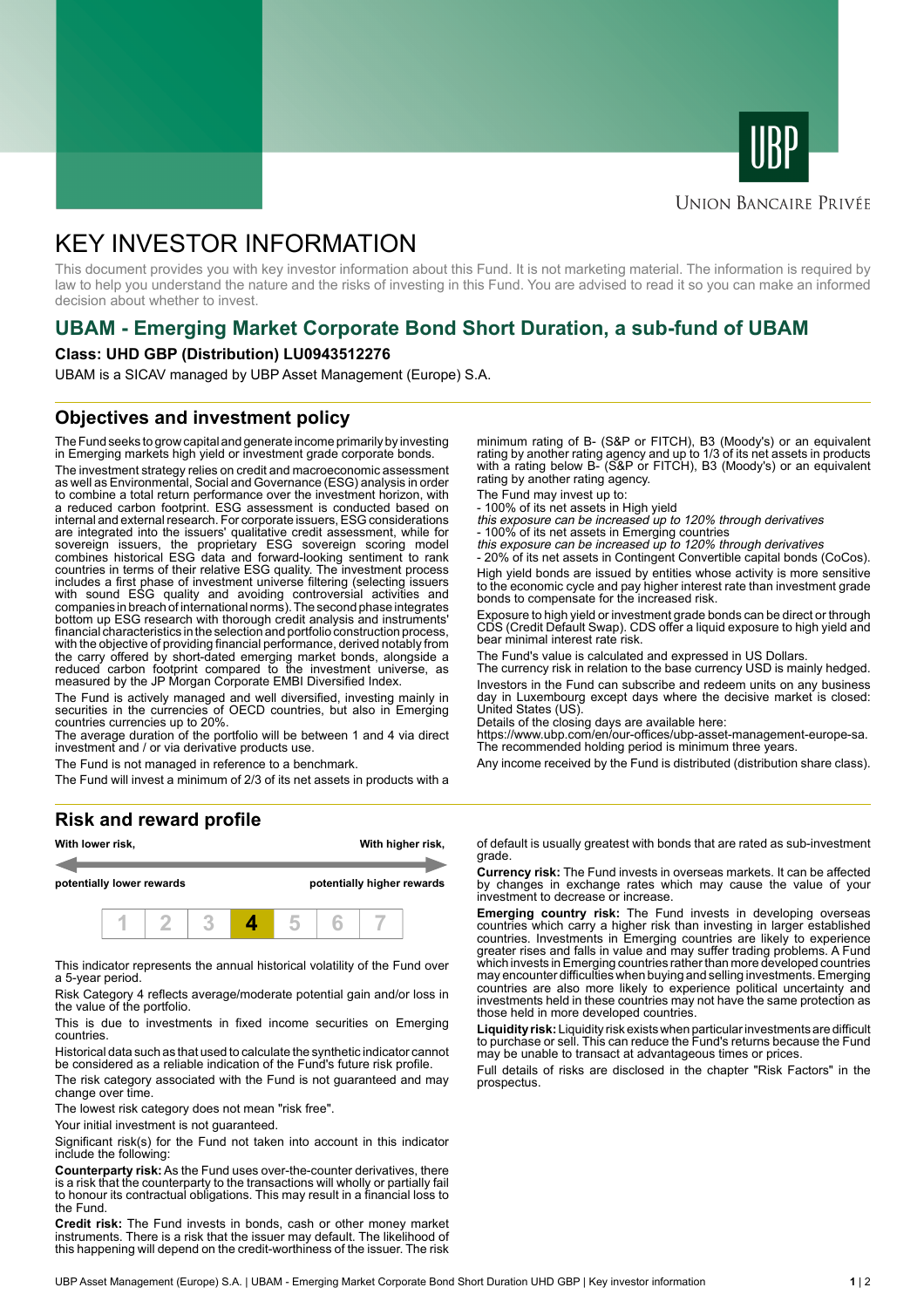UBP

Union Bancaire Privée

# KEY INVESTOR INFORMATION

This document provides you with key investor information about this Fund. It is not marketing material. The information is required by law to help you understand the nature and the risks of investing in this Fund. You are advised to read it so you can make an informed decision about whether to invest.

## UBAM - Emerging Market Corporate Bond Short Duration, a sub-fund of UBAM

**Class: UHD GBP (Distribution) LU0943512276**

UBAM is a SICAV managed by UBP Asset Management (Europe) S.A.

## Objectives and investment policy

The Fund seeks to grow capital and generate income primarily by investing in Emerging markets high yield or investment grade corporate bonds.

The investment strategy relies on credit and macroeconomic assessment as well as Environmental, Social and Governance (ESG) analysis in order to combine a total return performance over the investment horizon, with a reduced carbon footprint. ESG assessment is conducted based on internal and external research. For corporate issuers, ESG considerations are integrated into the issuers' qualitative credit assessment, while for sovereign issuers, the proprietary ESG sovereign scoring model combines historical ESG data and forward-looking sentiment to rank countries in terms of their relative ESG quality. The investment process includes a first phase of investment universe filtering (selecting issuers with sound ESG quality and avoiding controversial activities and companies in breach of international norms). The second phase integrates bottom up ESG research with thorough credit analysis and instruments' financial characteristics in the selection and portfolio construction process, with the objective of providing financial performance, derived notably from the carry offered by short-dated emerging market bonds, alongside a reduced carbon footprint compared to the investment universe, as measured by the JP Morgan Corporate EMBI Diversified Index.

The Fund is actively managed and well diversified, investing mainly in securities in the currencies of OECD countries, but also in Emerging countries currencies up to 20%.

The average duration of the portfolio will be between 1 and 4 via direct investment and / or via derivative products use.

The Fund is not managed in reference to a benchmark.

The Fund will invest a minimum of 2/3 of its net assets in products with a minimum rating of B- (S&P or FITCH), B3 (Moody's) or an equivalent rating by another rating agency and up to 1/3 of its net assets in products with a rating below B- (S&P or FITCH), B3 (Moody's) or an equivalent rating by another rating agency.

The Fund may invest up to:

- 100% of its net assets in High yield

*this exposure can be increased up to 120% through derivatives*

- 100% of its net assets in Emerging countries

*this exposure can be increased up to 120% through derivatives*

- 20% of its net assets in Contingent Convertible capital bonds (CoCos).

High yield bonds are issued by entities whose activity is more sensitive to the economic cycle and pay higher interest rate than investment grade bonds to compensate for the increased risk.

Exposure to high yield or investment grade bonds can be direct or through CDS (Credit Default Swap). CDS offer a liquid exposure to high yield and bear minimal interest rate risk.

The Fund's value is calculated and expressed in US Dollars.

The currency risk in relation to the base currency USD is mainly hedged.

Investors in the Fund can subscribe and redeem units on any business day in Luxembourg except days where the decisive market is closed: United States (US).

Details of the closing days are available here:
https://www.ubp.com/en/our-offices/ubp-asset-management-europe-sa.

The recommended holding period is minimum three years.

Any income received by the Fund is distributed (distribution share class).

## Risk and reward profile

| With lower risk, | | | | | | With higher risk, |
|---|---|---|---|---|---|---|
| potentially lower rewards | | | | | | potentially higher rewards |
| 1 | 2 | 3 | **4** | 5 | 6 | 7 |

This indicator represents the annual historical volatility of the Fund over a 5-year period.

Risk Category 4 reflects average/moderate potential gain and/or loss in the value of the portfolio.

This is due to investments in fixed income securities on Emerging countries.

Historical data such as that used to calculate the synthetic indicator cannot be considered as a reliable indication of the Fund's future risk profile.

The risk category associated with the Fund is not guaranteed and may change over time.

The lowest risk category does not mean "risk free".

Your initial investment is not guaranteed.

Significant risk(s) for the Fund not taken into account in this indicator include the following:

**Counterparty risk:** As the Fund uses over-the-counter derivatives, there is a risk that the counterparty to the transactions will wholly or partially fail to honour its contractual obligations. This may result in a financial loss to the Fund.

**Credit risk:** The Fund invests in bonds, cash or other money market instruments. There is a risk that the issuer may default. The likelihood of this happening will depend on the credit-worthiness of the issuer. The risk of default is usually greatest with bonds that are rated as sub-investment grade.

**Currency risk:** The Fund invests in overseas markets. It can be affected by changes in exchange rates which may cause the value of your investment to decrease or increase.

**Emerging country risk:** The Fund invests in developing overseas countries which carry a higher risk than investing in larger established countries. Investments in Emerging countries are likely to experience greater rises and falls in value and may suffer trading problems. A Fund which invests in Emerging countries rather than more developed countries may encounter difficulties when buying and selling investments. Emerging countries are also more likely to experience political uncertainty and investments held in these countries may not have the same protection as those held in more developed countries.

**Liquidity risk:** Liquidity risk exists when particular investments are difficult to purchase or sell. This can reduce the Fund's returns because the Fund may be unable to transact at advantageous times or prices.

Full details of risks are disclosed in the chapter "Risk Factors" in the prospectus.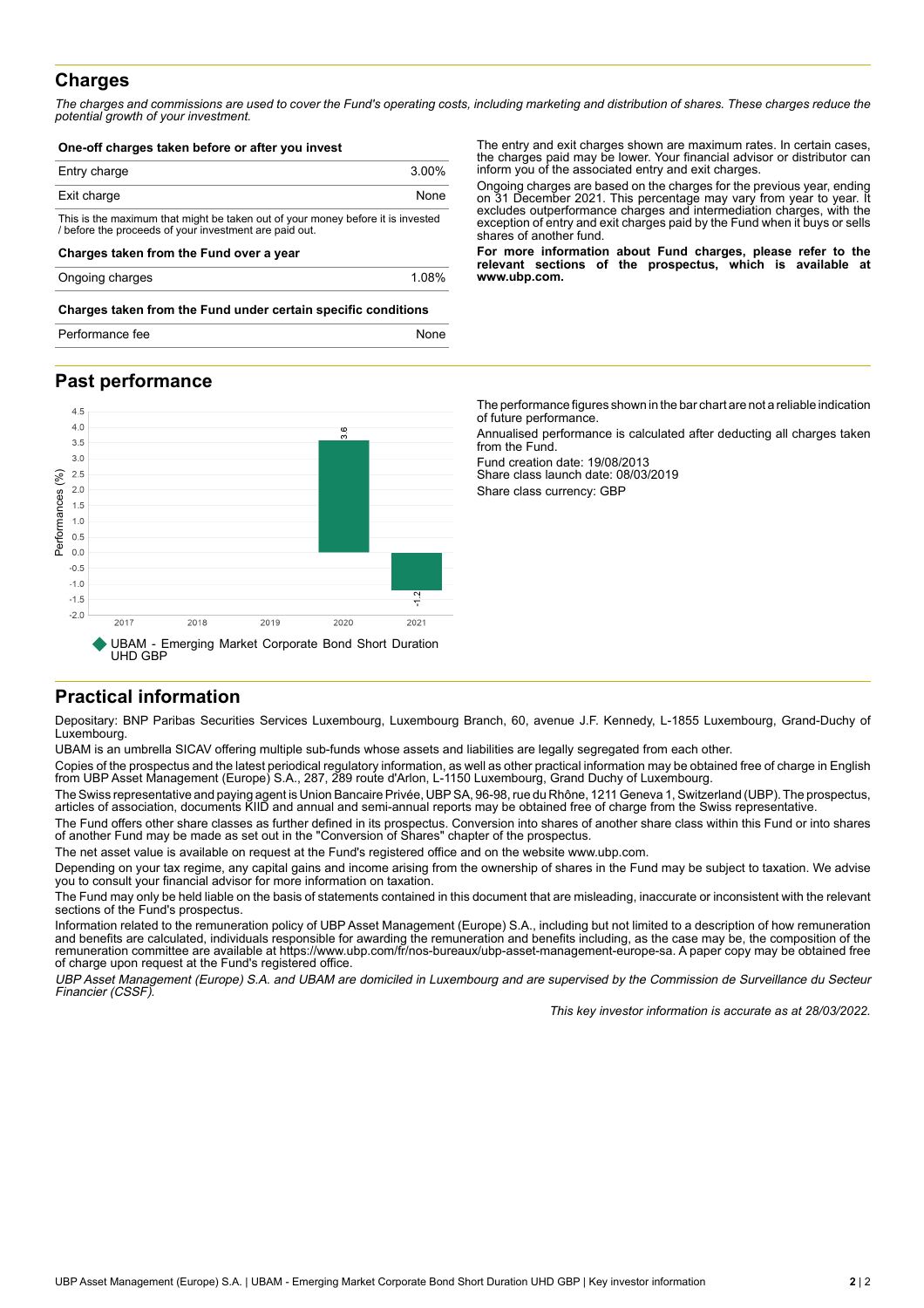## Charges

*The charges and commissions are used to cover the Fund's operating costs, including marketing and distribution of shares. These charges reduce the potential growth of your investment.*

| One-off charges taken before or after you invest | |
|---|---|
| Entry charge | 3.00% |
| Exit charge | None |

This is the maximum that might be taken out of your money before it is invested / before the proceeds of your investment are paid out.

| Charges taken from the Fund over a year | |
|---|---|
| Ongoing charges | 1.08% |

| Charges taken from the Fund under certain specific conditions | |
|---|---|
| Performance fee | None |

The entry and exit charges shown are maximum rates. In certain cases, the charges paid may be lower. Your financial advisor or distributor can inform you of the associated entry and exit charges.

Ongoing charges are based on the charges for the previous year, ending on 31 December 2021. This percentage may vary from year to year. It excludes outperformance charges and intermediation charges, with the exception of entry and exit charges paid by the Fund when it buys or sells shares of another fund.

**For more information about Fund charges, please refer to the relevant sections of the prospectus, which is available at www.ubp.com.**

## Past performance

Performances (%)

4.5
4.0
3.5
3.0
2.5
2.0
1.5
1.0
0.5
0.0
-0.5
-1.0
-1.5
-2.0

2017 2018 2019 2020 2021

3.6
-1.2

UBAM - Emerging Market Corporate Bond Short Duration UHD GBP

The performance figures shown in the bar chart are not a reliable indication of future performance.

Annualised performance is calculated after deducting all charges taken from the Fund.

Fund creation date: 19/08/2013
Share class launch date: 08/03/2019
Share class currency: GBP

## Practical information

Depositary: BNP Paribas Securities Services Luxembourg, Luxembourg Branch, 60, avenue J.F. Kennedy, L-1855 Luxembourg, Grand-Duchy of Luxembourg.

UBAM is an umbrella SICAV offering multiple sub-funds whose assets and liabilities are legally segregated from each other.

Copies of the prospectus and the latest periodical regulatory information, as well as other practical information may be obtained free of charge in English from UBP Asset Management (Europe) S.A., 287, 289 route d'Arlon, L-1150 Luxembourg, Grand Duchy of Luxembourg.

The Swiss representative and paying agent is Union Bancaire Privée, UBP SA, 96-98, rue du Rhône, 1211 Geneva 1, Switzerland (UBP). The prospectus, articles of association, documents KIID and annual and semi-annual reports may be obtained free of charge from the Swiss representative.

The Fund offers other share classes as further defined in its prospectus. Conversion into shares of another share class within this Fund or into shares of another Fund may be made as set out in the "Conversion of Shares" chapter of the prospectus.

The net asset value is available on request at the Fund's registered office and on the website www.ubp.com.

Depending on your tax regime, any capital gains and income arising from the ownership of shares in the Fund may be subject to taxation. We advise you to consult your financial advisor for more information on taxation.

The Fund may only be held liable on the basis of statements contained in this document that are misleading, inaccurate or inconsistent with the relevant sections of the Fund's prospectus.

Information related to the remuneration policy of UBP Asset Management (Europe) S.A., including but not limited to a description of how remuneration and benefits are calculated, individuals responsible for awarding the remuneration and benefits including, as the case may be, the composition of the remuneration committee are available at https://www.ubp.com/fr/nos-bureaux/ubp-asset-management-europe-sa. A paper copy may be obtained free of charge upon request at the Fund's registered office.

*UBP Asset Management (Europe) S.A. and UBAM are domiciled in Luxembourg and are supervised by the Commission de Surveillance du Secteur Financier (CSSF).*

*This key investor information is accurate as at 28/03/2022.*